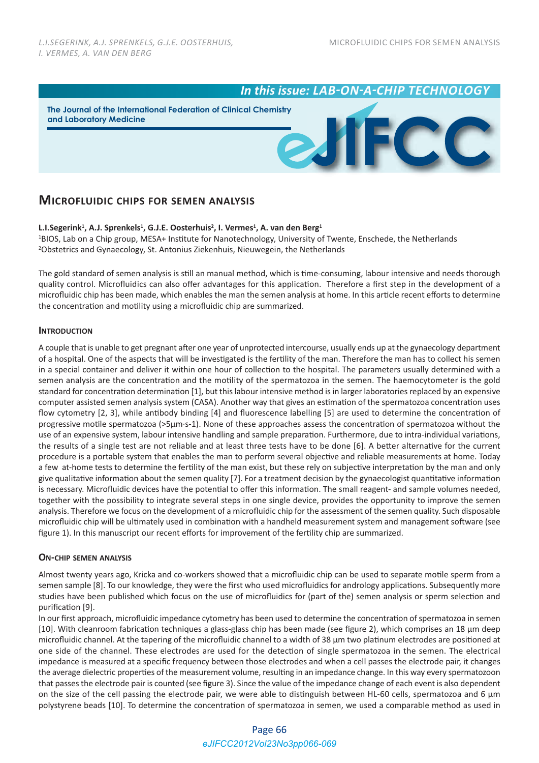# Microfluidic chips for semen analysis

**L.I.Segerink[1], A.J. Sprenkels[1], G.J.E. Oosterhuis[2], I. Vermes[1], A. van den Berg[1]**

[1]BIOS, Lab on a Chip group, MESA+ Institute for Nanotechnology, University of Twente, Enschede, the Netherlands

[2]Obstetrics and Gynaecology, St. Antonius Ziekenhuis, Nieuwegein, the Netherlands

The gold standard of semen analysis is still an manual method, which is time-consuming, labour intensive and needs thorough quality control. Microfluidics can also offer advantages for this application. Therefore a first step in the development of a microfluidic chip has been made, which enables the man the semen analysis at home. In this article recent efforts to determine the concentration and motility using a microfluidic chip are summarized.

## Introduction

A couple that is unable to get pregnant after one year of unprotected intercourse, usually ends up at the gynaecology department of a hospital. One of the aspects that will be investigated is the fertility of the man. Therefore the man has to collect his semen in a special container and deliver it within one hour of collection to the hospital. The parameters usually determined with a semen analysis are the concentration and the motility of the spermatozoa in the semen. The haemocytometer is the gold standard for concentration determination [1], but this labour intensive method is in larger laboratories replaced by an expensive computer assisted semen analysis system (CASA). Another way that gives an estimation of the spermatozoa concentration uses flow cytometry [2, 3], while antibody binding [4] and fluorescence labelling [5] are used to determine the concentration of progressive motile spermatozoa (>5μm·s-1). None of these approaches assess the concentration of spermatozoa without the use of an expensive system, labour intensive handling and sample preparation. Furthermore, due to intra-individual variations, the results of a single test are not reliable and at least three tests have to be done [6]. A better alternative for the current procedure is a portable system that enables the man to perform several objective and reliable measurements at home. Today a few at-home tests to determine the fertility of the man exist, but these rely on subjective interpretation by the man and only give qualitative information about the semen quality [7]. For a treatment decision by the gynaecologist quantitative information is necessary. Microfluidic devices have the potential to offer this information. The small reagent- and sample volumes needed, together with the possibility to integrate several steps in one single device, provides the opportunity to improve the semen analysis. Therefore we focus on the development of a microfluidic chip for the assessment of the semen quality. Such disposable microfluidic chip will be ultimately used in combination with a handheld measurement system and management software (see figure 1). In this manuscript our recent efforts for improvement of the fertility chip are summarized.

## On-chip semen analysis

Almost twenty years ago, Kricka and co-workers showed that a microfluidic chip can be used to separate motile sperm from a semen sample [8]. To our knowledge, they were the first who used microfluidics for andrology applications. Subsequently more studies have been published which focus on the use of microfluidics for (part of the) semen analysis or sperm selection and purification [9].

In our first approach, microfluidic impedance cytometry has been used to determine the concentration of spermatozoa in semen [10]. With cleanroom fabrication techniques a glass-glass chip has been made (see figure 2), which comprises an 18 μm deep microfluidic channel. At the tapering of the microfluidic channel to a width of 38 μm two platinum electrodes are positioned at one side of the channel. These electrodes are used for the detection of single spermatozoa in the semen. The electrical impedance is measured at a specific frequency between those electrodes and when a cell passes the electrode pair, it changes the average dielectric properties of the measurement volume, resulting in an impedance change. In this way every spermatozoon that passes the electrode pair is counted (see figure 3). Since the value of the impedance change of each event is also dependent on the size of the cell passing the electrode pair, we were able to distinguish between HL-60 cells, spermatozoa and 6 μm polystyrene beads [10]. To determine the concentration of spermatozoa in semen, we used a comparable method as used in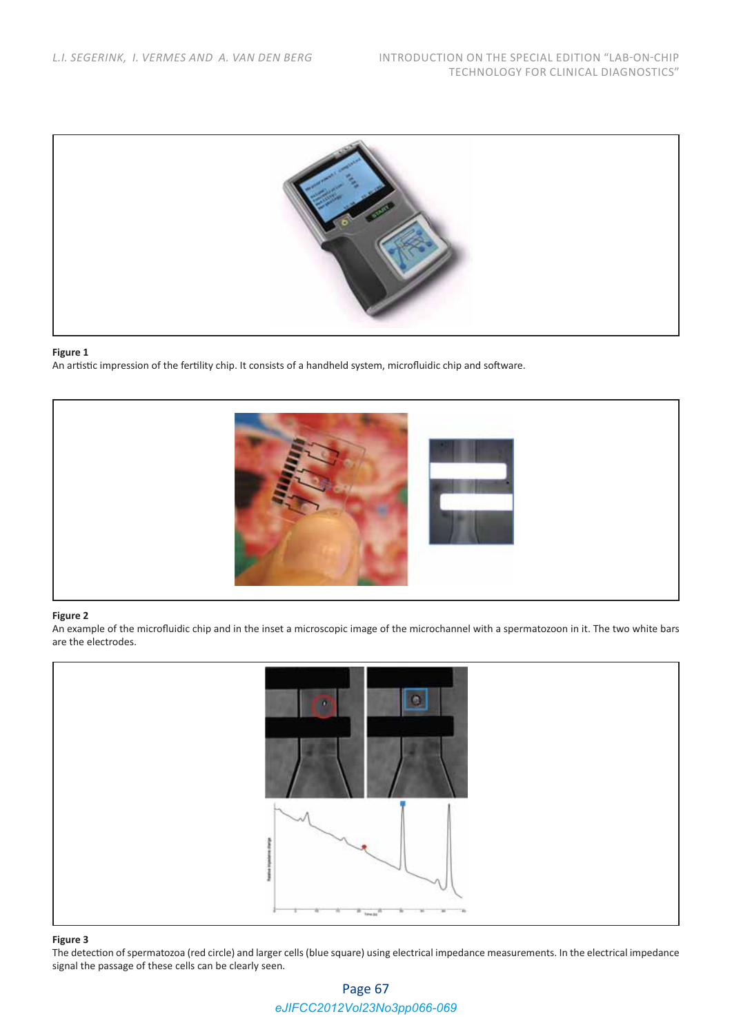**Figure 1**
An artistic impression of the fertility chip. It consists of a handheld system, microfluidic chip and software.

**Figure 2**
An example of the microfluidic chip and in the inset a microscopic image of the microchannel with a spermatozoon in it. The two white bars are the electrodes.

**Figure 3**
The detection of spermatozoa (red circle) and larger cells (blue square) using electrical impedance measurements. In the electrical impedance signal the passage of these cells can be clearly seen.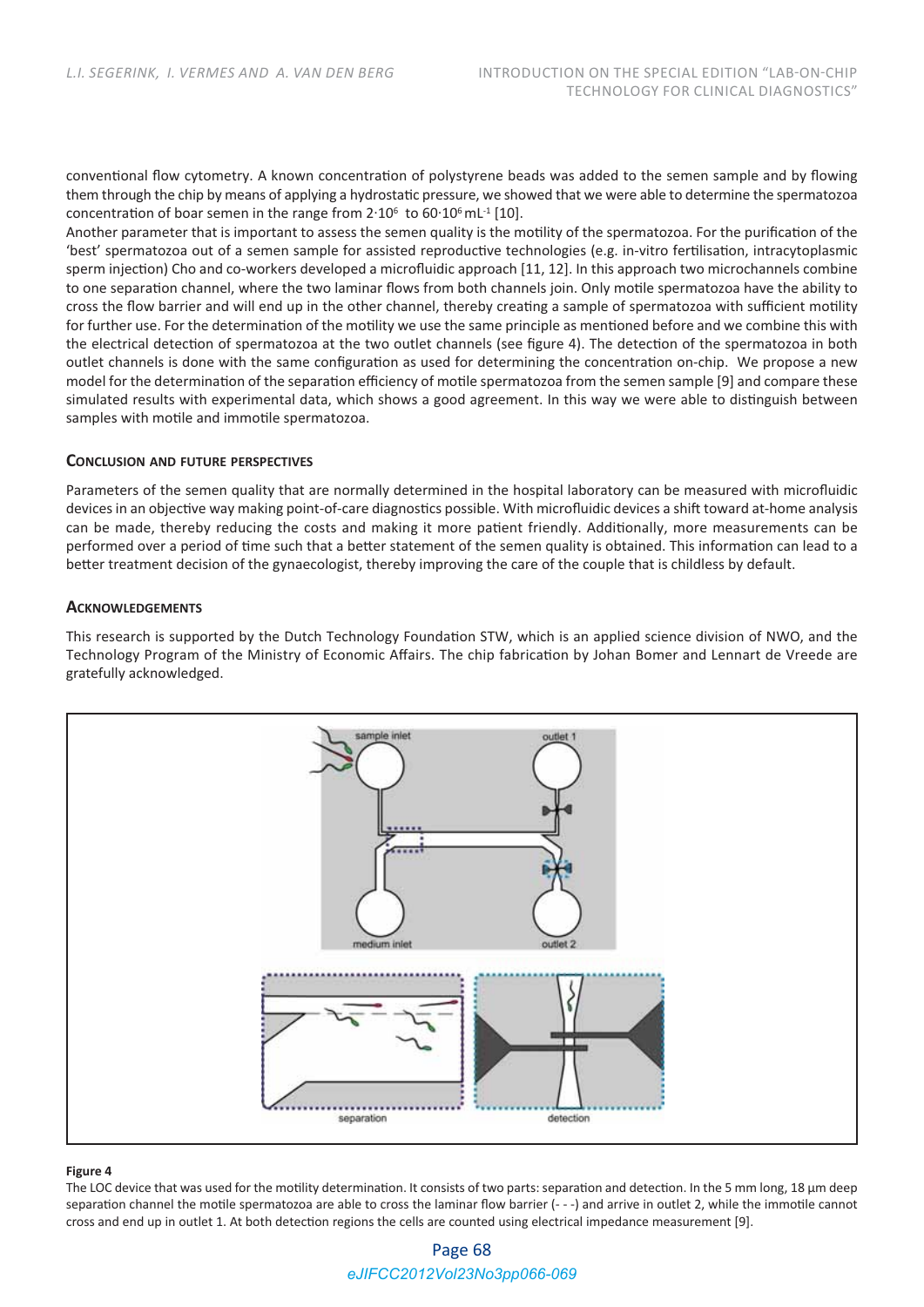conventional flow cytometry. A known concentration of polystyrene beads was added to the semen sample and by flowing them through the chip by means of applying a hydrostatic pressure, we showed that we were able to determine the spermatozoa concentration of boar semen in the range from $2 \cdot 10^6$ to $60 \cdot 10^6\,mL^{-1}$ [10].

Another parameter that is important to assess the semen quality is the motility of the spermatozoa. For the purification of the 'best' spermatozoa out of a semen sample for assisted reproductive technologies (e.g. in-vitro fertilisation, intracytoplasmic sperm injection) Cho and co-workers developed a microfluidic approach [11, 12]. In this approach two microchannels combine to one separation channel, where the two laminar flows from both channels join. Only motile spermatozoa have the ability to cross the flow barrier and will end up in the other channel, thereby creating a sample of spermatozoa with sufficient motility for further use. For the determination of the motility we use the same principle as mentioned before and we combine this with the electrical detection of spermatozoa at the two outlet channels (see figure 4). The detection of the spermatozoa in both outlet channels is done with the same configuration as used for determining the concentration on-chip. We propose a new model for the determination of the separation efficiency of motile spermatozoa from the semen sample [9] and compare these simulated results with experimental data, which shows a good agreement. In this way we were able to distinguish between samples with motile and immotile spermatozoa.

## Conclusion and future perspectives

Parameters of the semen quality that are normally determined in the hospital laboratory can be measured with microfluidic devices in an objective way making point-of-care diagnostics possible. With microfluidic devices a shift toward at-home analysis can be made, thereby reducing the costs and making it more patient friendly. Additionally, more measurements can be performed over a period of time such that a better statement of the semen quality is obtained. This information can lead to a better treatment decision of the gynaecologist, thereby improving the care of the couple that is childless by default.

## Acknowledgements

This research is supported by the Dutch Technology Foundation STW, which is an applied science division of NWO, and the Technology Program of the Ministry of Economic Affairs. The chip fabrication by Johan Bomer and Lennart de Vreede are gratefully acknowledged.

**Figure 4**

The LOC device that was used for the motility determination. It consists of two parts: separation and detection. In the 5 mm long, 18 µm deep separation channel the motile spermatozoa are able to cross the laminar flow barrier (- - -) and arrive in outlet 2, while the immotile cannot cross and end up in outlet 1. At both detection regions the cells are counted using electrical impedance measurement [9].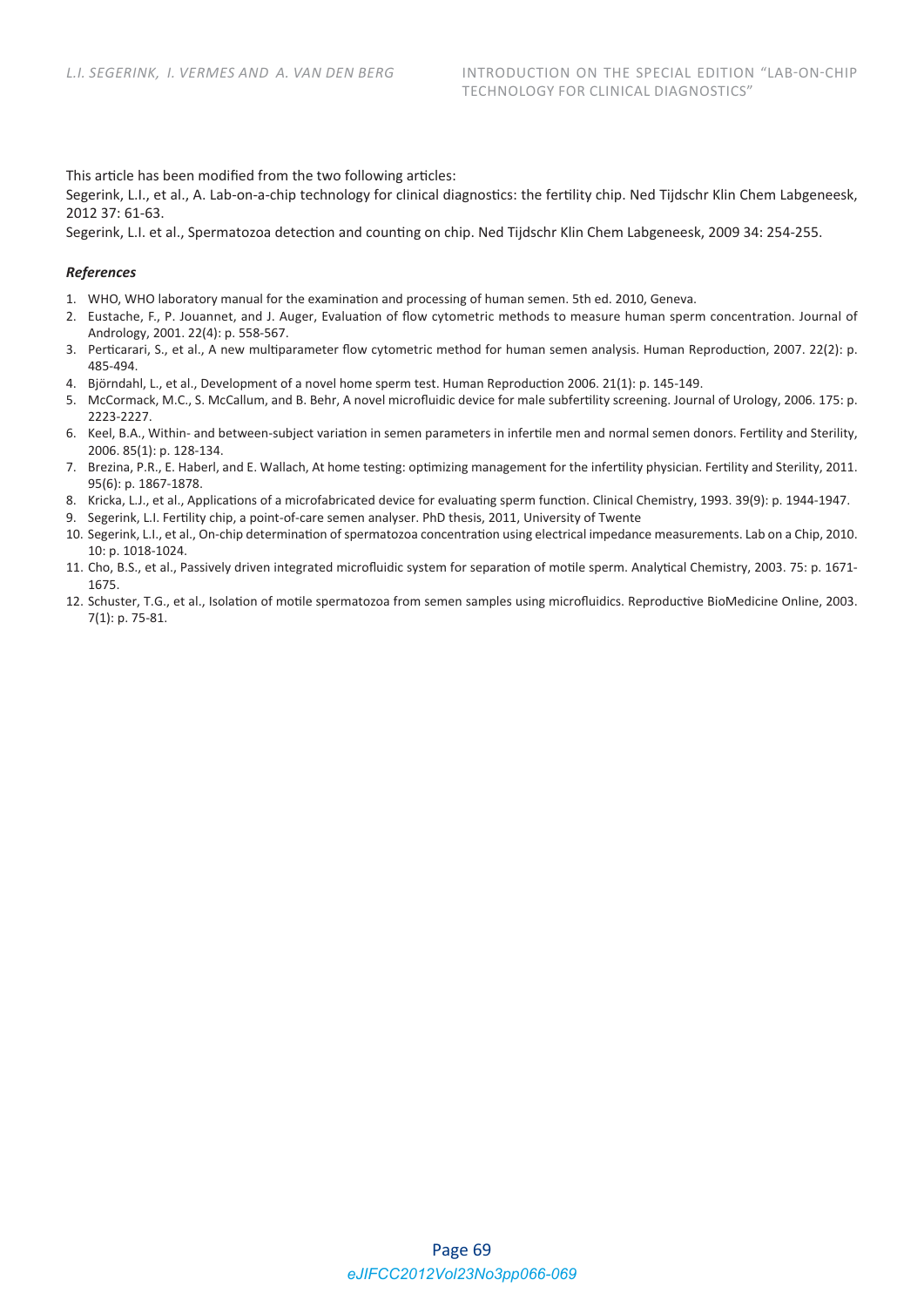This article has been modified from the two following articles:

Segerink, L.I., et al., A. Lab-on-a-chip technology for clinical diagnostics: the fertility chip. Ned Tijdschr Klin Chem Labgeneesk, 2012 37: 61-63.

Segerink, L.I. et al., Spermatozoa detection and counting on chip. Ned Tijdschr Klin Chem Labgeneesk, 2009 34: 254-255.

***References***

1. WHO, WHO laboratory manual for the examination and processing of human semen. 5th ed. 2010, Geneva.
2. Eustache, F., P. Jouannet, and J. Auger, Evaluation of flow cytometric methods to measure human sperm concentration. Journal of Andrology, 2001. 22(4): p. 558-567.
3. Perticarari, S., et al., A new multiparameter flow cytometric method for human semen analysis. Human Reproduction, 2007. 22(2): p. 485-494.
4. Björndahl, L., et al., Development of a novel home sperm test. Human Reproduction 2006. 21(1): p. 145-149.
5. McCormack, M.C., S. McCallum, and B. Behr, A novel microfluidic device for male subfertility screening. Journal of Urology, 2006. 175: p. 2223-2227.
6. Keel, B.A., Within- and between-subject variation in semen parameters in infertile men and normal semen donors. Fertility and Sterility, 2006. 85(1): p. 128-134.
7. Brezina, P.R., E. Haberl, and E. Wallach, At home testing: optimizing management for the infertility physician. Fertility and Sterility, 2011. 95(6): p. 1867-1878.
8. Kricka, L.J., et al., Applications of a microfabricated device for evaluating sperm function. Clinical Chemistry, 1993. 39(9): p. 1944-1947.
9. Segerink, L.I. Fertility chip, a point-of-care semen analyser. PhD thesis, 2011, University of Twente
10. Segerink, L.I., et al., On-chip determination of spermatozoa concentration using electrical impedance measurements. Lab on a Chip, 2010. 10: p. 1018-1024.
11. Cho, B.S., et al., Passively driven integrated microfluidic system for separation of motile sperm. Analytical Chemistry, 2003. 75: p. 1671-1675.
12. Schuster, T.G., et al., Isolation of motile spermatozoa from semen samples using microfluidics. Reproductive BioMedicine Online, 2003. 7(1): p. 75-81.